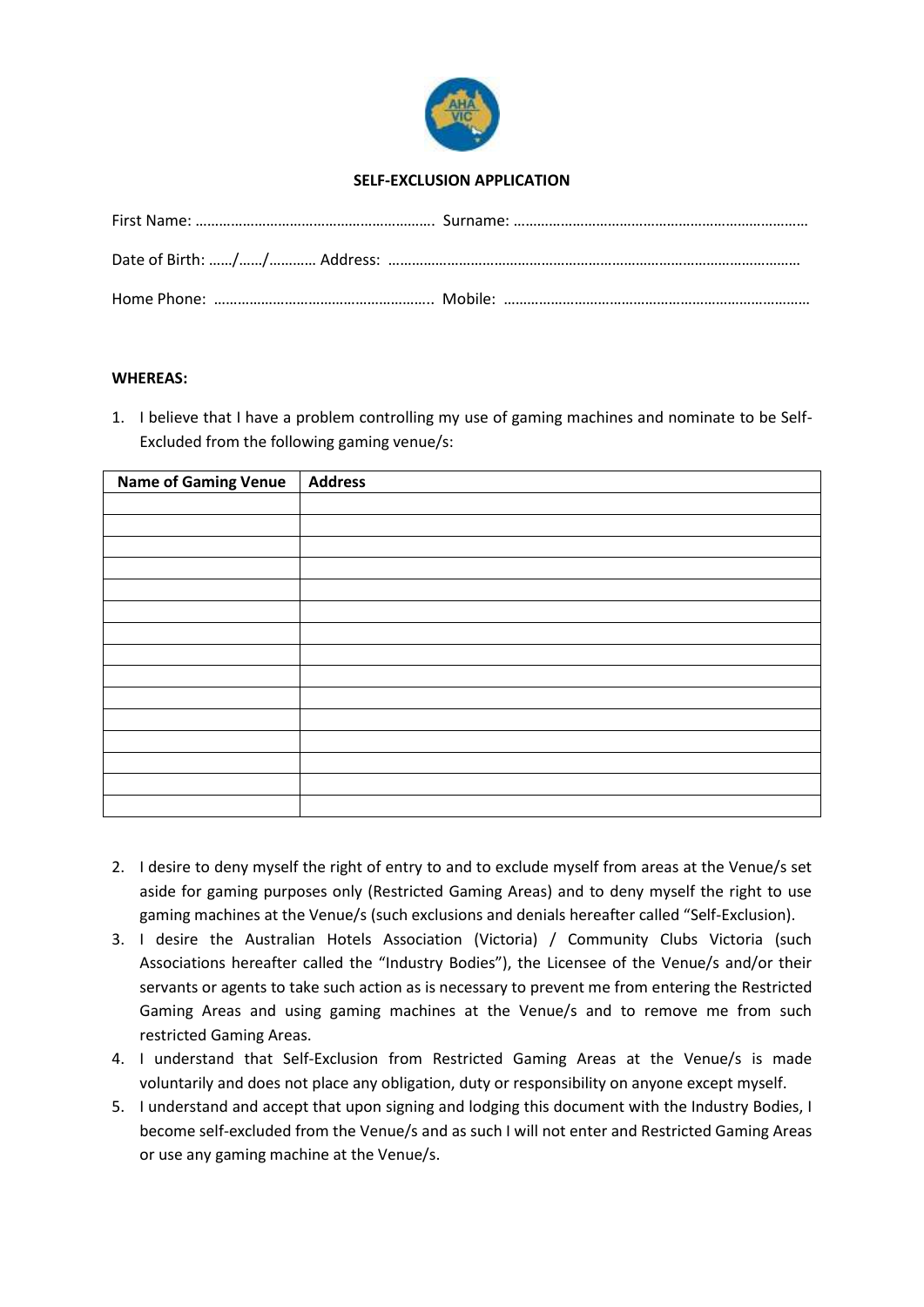**SELF-EXCLUSION APPLICATION**

First Name: ……………………………………………………. Surname: …………………………………………………………………

Date of Birth: ……/……/………… Address: ……………………………………………………………………………………………

Home Phone: ……………………………………………….. Mobile: ……………………………………………………………………

**WHEREAS:**

1. I believe that I have a problem controlling my use of gaming machines and nominate to be Self-Excluded from the following gaming venue/s:

| Name of Gaming Venue | Address |
|---|---|
| | |
| | |
| | |
| | |
| | |
| | |
| | |
| | |
| | |
| | |
| | |
| | |
| | |
| | |
| | |

2. I desire to deny myself the right of entry to and to exclude myself from areas at the Venue/s set aside for gaming purposes only (Restricted Gaming Areas) and to deny myself the right to use gaming machines at the Venue/s (such exclusions and denials hereafter called "Self-Exclusion).
3. I desire the Australian Hotels Association (Victoria) / Community Clubs Victoria (such Associations hereafter called the "Industry Bodies"), the Licensee of the Venue/s and/or their servants or agents to take such action as is necessary to prevent me from entering the Restricted Gaming Areas and using gaming machines at the Venue/s and to remove me from such restricted Gaming Areas.
4. I understand that Self-Exclusion from Restricted Gaming Areas at the Venue/s is made voluntarily and does not place any obligation, duty or responsibility on anyone except myself.
5. I understand and accept that upon signing and lodging this document with the Industry Bodies, I become self-excluded from the Venue/s and as such I will not enter and Restricted Gaming Areas or use any gaming machine at the Venue/s.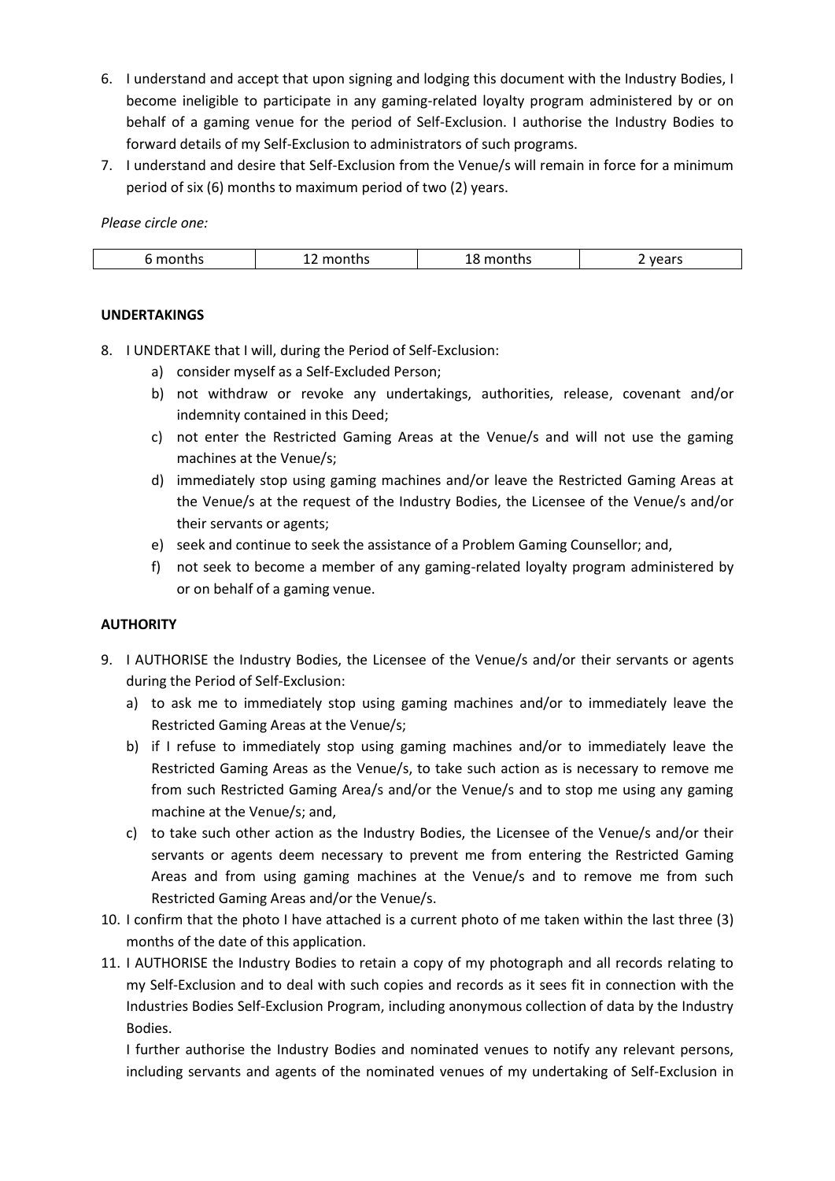6. I understand and accept that upon signing and lodging this document with the Industry Bodies, I become ineligible to participate in any gaming-related loyalty program administered by or on behalf of a gaming venue for the period of Self-Exclusion. I authorise the Industry Bodies to forward details of my Self-Exclusion to administrators of such programs.
7. I understand and desire that Self-Exclusion from the Venue/s will remain in force for a minimum period of six (6) months to maximum period of two (2) years.

*Please circle one:*

| 6 months | 12 months | 18 months | 2 years |
|---|---|---|---|

**UNDERTAKINGS**

8. I UNDERTAKE that I will, during the Period of Self-Exclusion:
   a) consider myself as a Self-Excluded Person;
   b) not withdraw or revoke any undertakings, authorities, release, covenant and/or indemnity contained in this Deed;
   c) not enter the Restricted Gaming Areas at the Venue/s and will not use the gaming machines at the Venue/s;
   d) immediately stop using gaming machines and/or leave the Restricted Gaming Areas at the Venue/s at the request of the Industry Bodies, the Licensee of the Venue/s and/or their servants or agents;
   e) seek and continue to seek the assistance of a Problem Gaming Counsellor; and,
   f) not seek to become a member of any gaming-related loyalty program administered by or on behalf of a gaming venue.

**AUTHORITY**

9. I AUTHORISE the Industry Bodies, the Licensee of the Venue/s and/or their servants or agents during the Period of Self-Exclusion:
   a) to ask me to immediately stop using gaming machines and/or to immediately leave the Restricted Gaming Areas at the Venue/s;
   b) if I refuse to immediately stop using gaming machines and/or to immediately leave the Restricted Gaming Areas as the Venue/s, to take such action as is necessary to remove me from such Restricted Gaming Area/s and/or the Venue/s and to stop me using any gaming machine at the Venue/s; and,
   c) to take such other action as the Industry Bodies, the Licensee of the Venue/s and/or their servants or agents deem necessary to prevent me from entering the Restricted Gaming Areas and from using gaming machines at the Venue/s and to remove me from such Restricted Gaming Areas and/or the Venue/s.
10. I confirm that the photo I have attached is a current photo of me taken within the last three (3) months of the date of this application.
11. I AUTHORISE the Industry Bodies to retain a copy of my photograph and all records relating to my Self-Exclusion and to deal with such copies and records as it sees fit in connection with the Industries Bodies Self-Exclusion Program, including anonymous collection of data by the Industry Bodies.

    I further authorise the Industry Bodies and nominated venues to notify any relevant persons, including servants and agents of the nominated venues of my undertaking of Self-Exclusion in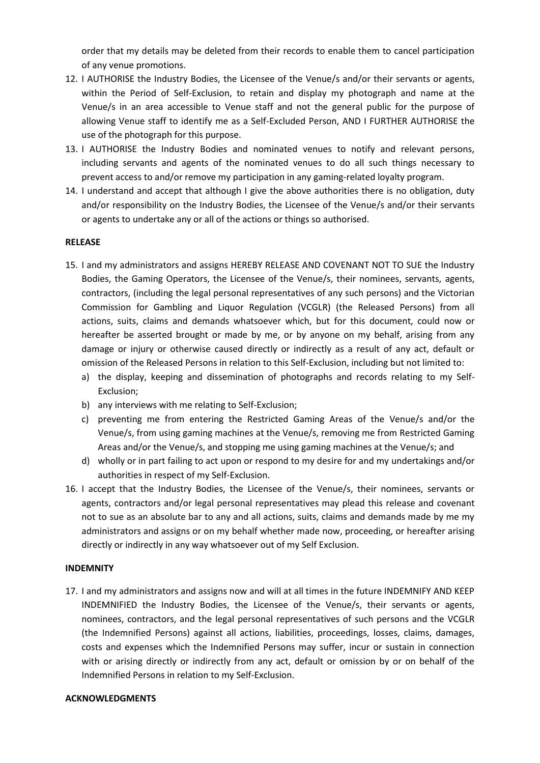order that my details may be deleted from their records to enable them to cancel participation of any venue promotions.

12. I AUTHORISE the Industry Bodies, the Licensee of the Venue/s and/or their servants or agents, within the Period of Self-Exclusion, to retain and display my photograph and name at the Venue/s in an area accessible to Venue staff and not the general public for the purpose of allowing Venue staff to identify me as a Self-Excluded Person, AND I FURTHER AUTHORISE the use of the photograph for this purpose.
13. I AUTHORISE the Industry Bodies and nominated venues to notify and relevant persons, including servants and agents of the nominated venues to do all such things necessary to prevent access to and/or remove my participation in any gaming-related loyalty program.
14. I understand and accept that although I give the above authorities there is no obligation, duty and/or responsibility on the Industry Bodies, the Licensee of the Venue/s and/or their servants or agents to undertake any or all of the actions or things so authorised.

**RELEASE**

15. I and my administrators and assigns HEREBY RELEASE AND COVENANT NOT TO SUE the Industry Bodies, the Gaming Operators, the Licensee of the Venue/s, their nominees, servants, agents, contractors, (including the legal personal representatives of any such persons) and the Victorian Commission for Gambling and Liquor Regulation (VCGLR) (the Released Persons) from all actions, suits, claims and demands whatsoever which, but for this document, could now or hereafter be asserted brought or made by me, or by anyone on my behalf, arising from any damage or injury or otherwise caused directly or indirectly as a result of any act, default or omission of the Released Persons in relation to this Self-Exclusion, including but not limited to:
    a) the display, keeping and dissemination of photographs and records relating to my Self-Exclusion;
    b) any interviews with me relating to Self-Exclusion;
    c) preventing me from entering the Restricted Gaming Areas of the Venue/s and/or the Venue/s, from using gaming machines at the Venue/s, removing me from Restricted Gaming Areas and/or the Venue/s, and stopping me using gaming machines at the Venue/s; and
    d) wholly or in part failing to act upon or respond to my desire for and my undertakings and/or authorities in respect of my Self-Exclusion.
16. I accept that the Industry Bodies, the Licensee of the Venue/s, their nominees, servants or agents, contractors and/or legal personal representatives may plead this release and covenant not to sue as an absolute bar to any and all actions, suits, claims and demands made by me my administrators and assigns or on my behalf whether made now, proceeding, or hereafter arising directly or indirectly in any way whatsoever out of my Self Exclusion.

**INDEMNITY**

17. I and my administrators and assigns now and will at all times in the future INDEMNIFY AND KEEP INDEMNIFIED the Industry Bodies, the Licensee of the Venue/s, their servants or agents, nominees, contractors, and the legal personal representatives of such persons and the VCGLR (the Indemnified Persons) against all actions, liabilities, proceedings, losses, claims, damages, costs and expenses which the Indemnified Persons may suffer, incur or sustain in connection with or arising directly or indirectly from any act, default or omission by or on behalf of the Indemnified Persons in relation to my Self-Exclusion.

**ACKNOWLEDGMENTS**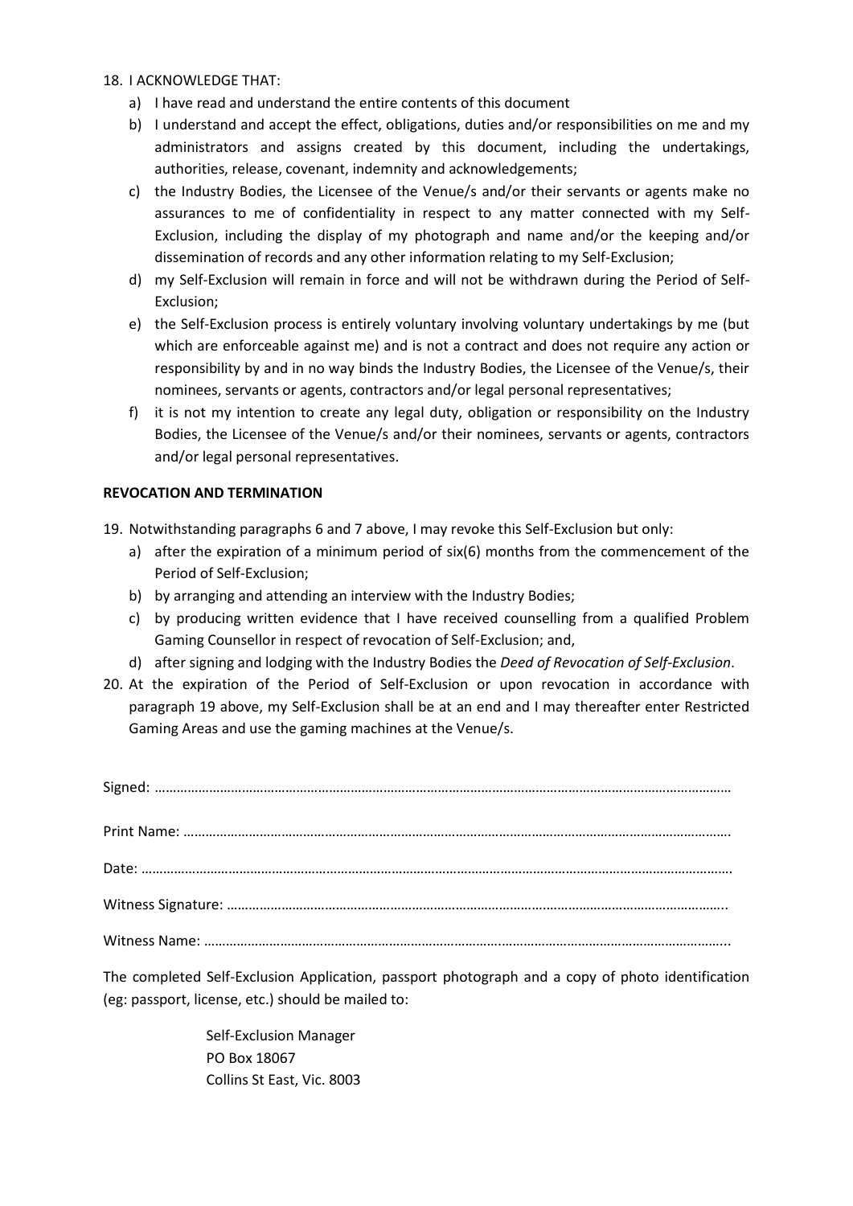18. I ACKNOWLEDGE THAT:
    a) I have read and understand the entire contents of this document
    b) I understand and accept the effect, obligations, duties and/or responsibilities on me and my administrators and assigns created by this document, including the undertakings, authorities, release, covenant, indemnity and acknowledgements;
    c) the Industry Bodies, the Licensee of the Venue/s and/or their servants or agents make no assurances to me of confidentiality in respect to any matter connected with my Self-Exclusion, including the display of my photograph and name and/or the keeping and/or dissemination of records and any other information relating to my Self-Exclusion;
    d) my Self-Exclusion will remain in force and will not be withdrawn during the Period of Self-Exclusion;
    e) the Self-Exclusion process is entirely voluntary involving voluntary undertakings by me (but which are enforceable against me) and is not a contract and does not require any action or responsibility by and in no way binds the Industry Bodies, the Licensee of the Venue/s, their nominees, servants or agents, contractors and/or legal personal representatives;
    f) it is not my intention to create any legal duty, obligation or responsibility on the Industry Bodies, the Licensee of the Venue/s and/or their nominees, servants or agents, contractors and/or legal personal representatives.

**REVOCATION AND TERMINATION**

19. Notwithstanding paragraphs 6 and 7 above, I may revoke this Self-Exclusion but only:
    a) after the expiration of a minimum period of six(6) months from the commencement of the Period of Self-Exclusion;
    b) by arranging and attending an interview with the Industry Bodies;
    c) by producing written evidence that I have received counselling from a qualified Problem Gaming Counsellor in respect of revocation of Self-Exclusion; and,
    d) after signing and lodging with the Industry Bodies the *Deed of Revocation of Self-Exclusion*.
20. At the expiration of the Period of Self-Exclusion or upon revocation in accordance with paragraph 19 above, my Self-Exclusion shall be at an end and I may thereafter enter Restricted Gaming Areas and use the gaming machines at the Venue/s.

Signed: ……………………………………………………………………………………………………………………………………

Print Name: ……………………………………………………………………………………………………………………………….

Date: ……………………………………………………………………………………………………………………………………….

Witness Signature: ………………………………………………………………………………………………………………..

Witness Name: ……………………………………………………………………………………………………………………...

The completed Self-Exclusion Application, passport photograph and a copy of photo identification (eg: passport, license, etc.) should be mailed to:

Self-Exclusion Manager
PO Box 18067
Collins St East, Vic. 8003